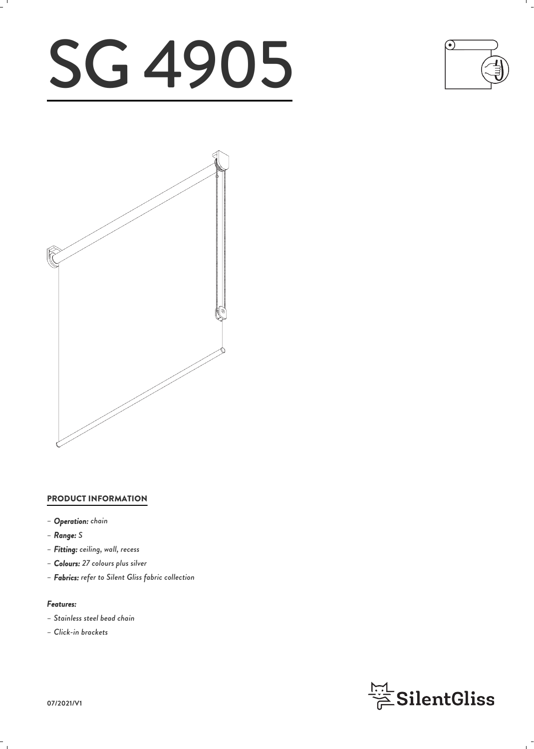# SG 4905

## PRODUCT INFORMATION

- ***Operation:*** *chain*
- ***Range:*** *S*
- ***Fitting:*** *ceiling, wall, recess*
- ***Colours:*** *27 colours plus silver*
- ***Fabrics:*** *refer to Silent Gliss fabric collection*

***Features:***

- *Stainless steel bead chain*
- *Click-in brackets*

07/2021/V1

SilentGliss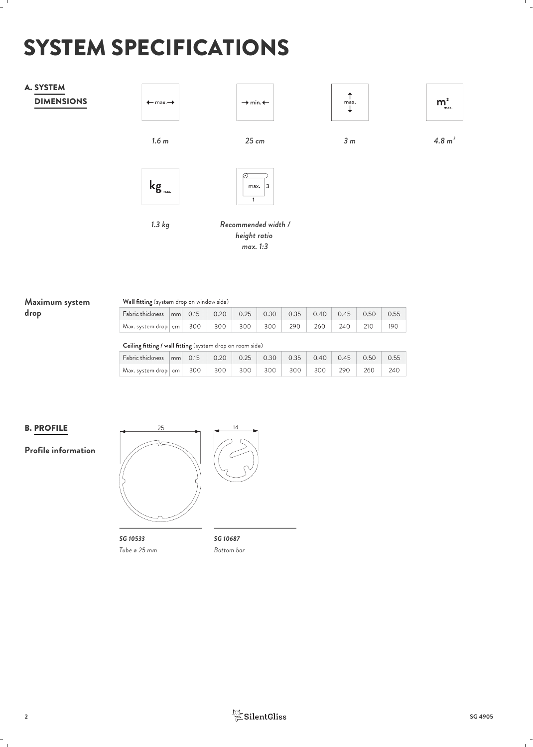# SYSTEM SPECIFICATIONS

## A. SYSTEM DIMENSIONS

| ← max. → | → min. ← | ↕ max. | $m^2$ max. |
|---|---|---|---|
| *1.6 m* | *25 cm* | *3 m* | *4.8 $m^2$* |

| kg max. | max. 3 : 1 |
|---|---|
| *1.3 kg* | *Recommended width / height ratio max. 1:3* |

**Maximum system drop**

**Wall fitting** (system drop on window side)

| Fabric thickness | mm | 0.15 | 0.20 | 0.25 | 0.30 | 0.35 | 0.40 | 0.45 | 0.50 | 0.55 |
|---|---|---|---|---|---|---|---|---|---|---|
| Max. system drop | cm | 300 | 300 | 300 | 300 | 290 | 260 | 240 | 210 | 190 |

**Ceiling fitting / wall fitting** (system drop on room side)

| Fabric thickness | mm | 0.15 | 0.20 | 0.25 | 0.30 | 0.35 | 0.40 | 0.45 | 0.50 | 0.55 |
|---|---|---|---|---|---|---|---|---|---|---|
| Max. system drop | cm | 300 | 300 | 300 | 300 | 300 | 300 | 290 | 260 | 240 |

## B. PROFILE

**Profile information**

25

14

***SG 10533***
*Tube ø 25 mm*

***SG 10687***
*Bottom bar*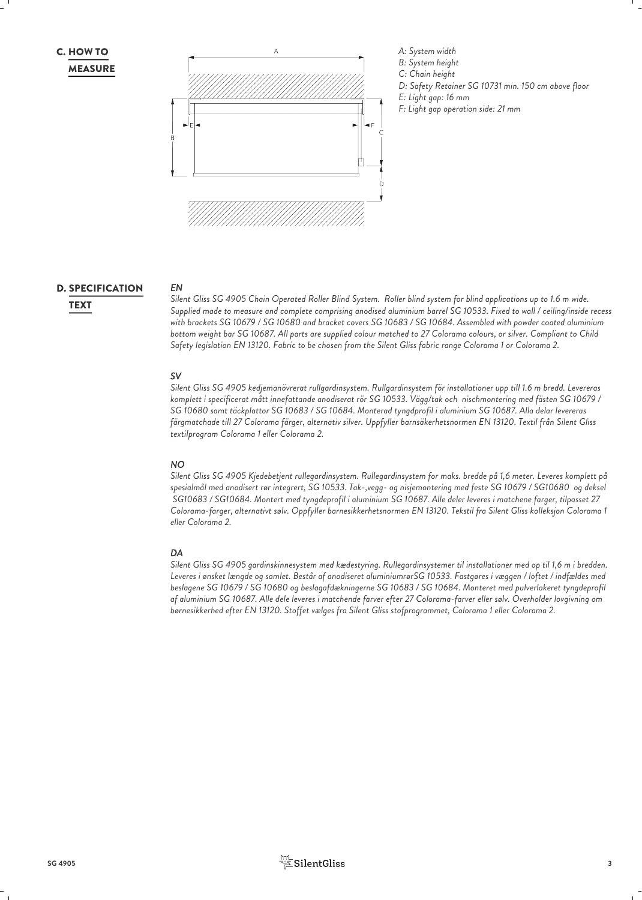## C. HOW TO MEASURE

*A: System width*
*B: System height*
*C: Chain height*
*D: Safety Retainer SG 10731 min. 150 cm above floor*
*E: Light gap: 16 mm*
*F: Light gap operation side: 21 mm*

## D. SPECIFICATION TEXT

***EN***

*Silent Gliss SG 4905 Chain Operated Roller Blind System. Roller blind system for blind applications up to 1.6 m wide. Supplied made to measure and complete comprising anodised aluminium barrel SG 10533. Fixed to wall / ceiling/inside recess with brackets SG 10679 / SG 10680 and bracket covers SG 10683 / SG 10684. Assembled with powder coated aluminium bottom weight bar SG 10687. All parts are supplied colour matched to 27 Colorama colours, or silver. Compliant to Child Safety legislation EN 13120. Fabric to be chosen from the Silent Gliss fabric range Colorama 1 or Colorama 2.*

***SV***

*Silent Gliss SG 4905 kedjemanövrerat rullgardinsystem. Rullgardinsystem för installationer upp till 1.6 m bredd. Levereras komplett i specificerat mått innefattande anodiserat rör SG 10533. Vägg/tak och nischmontering med fästen SG 10679 / SG 10680 samt täckplattor SG 10683 / SG 10684. Monterad tyngdprofil i aluminium SG 10687. Alla delar levereras färgmatchade till 27 Colorama färger, alternativ silver. Uppfyller barnsäkerhetsnormen EN 13120. Textil från Silent Gliss textilprogram Colorama 1 eller Colorama 2.*

***NO***

*Silent Gliss SG 4905 Kjedebetjent rullegardinsystem. Rullegardinsystem for maks. bredde på 1,6 meter. Leveres komplett på spesialmål med anodisert rør integrert, SG 10533. Tak-,vegg- og nisjemontering med feste SG 10679 / SG10680 og deksel SG10683 / SG10684. Montert med tyngdeprofil i aluminium SG 10687. Alle deler leveres i matchene farger, tilpasset 27 Colorama-farger, alternativt sølv. Oppfyller barnesikkerhetsnormen EN 13120. Tekstil fra Silent Gliss kolleksjon Colorama 1 eller Colorama 2.*

***DA***

*Silent Gliss SG 4905 gardinskinnesystem med kædestyring. Rullegardinsystemer til installationer med op til 1,6 m i bredden. Leveres i ønsket længde og samlet. Består af anodiseret aluminiumrørSG 10533. Fastgøres i væggen / loftet / indfældes med beslagene SG 10679 / SG 10680 og beslagafdækningerne SG 10683 / SG 10684. Monteret med pulverlakeret tyngdeprofil af aluminium SG 10687. Alle dele leveres i matchende farver efter 27 Colorama-farver eller sølv. Overholder lovgivning om børnesikkerhed efter EN 13120. Stoffet vælges fra Silent Gliss stofprogrammet, Colorama 1 eller Colorama 2.*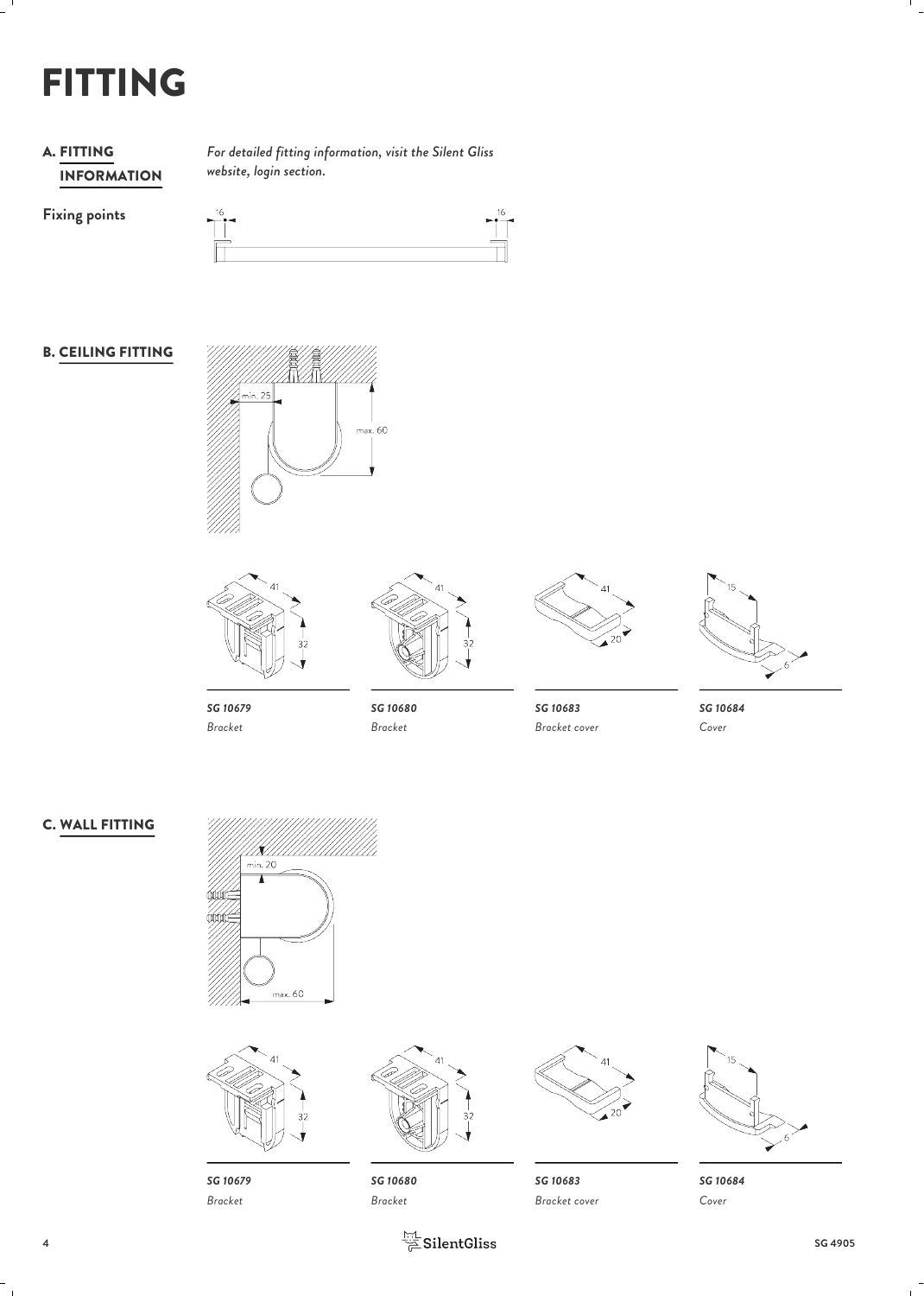# FITTING

## A. FITTING INFORMATION

*For detailed fitting information, visit the Silent Gliss website, login section.*

**Fixing points**

16 16

## B. CEILING FITTING

min. 25

max. 60

41 32 | 41 32 | 41 20 | 15 6

***SG 10679***
*Bracket*

***SG 10680***
*Bracket*

***SG 10683***
*Bracket cover*

***SG 10684***
*Cover*

## C. WALL FITTING

min. 20

max. 60

41 32 | 41 32 | 41 20 | 15 6

***SG 10679***
*Bracket*

***SG 10680***
*Bracket*

***SG 10683***
*Bracket cover*

***SG 10684***
*Cover*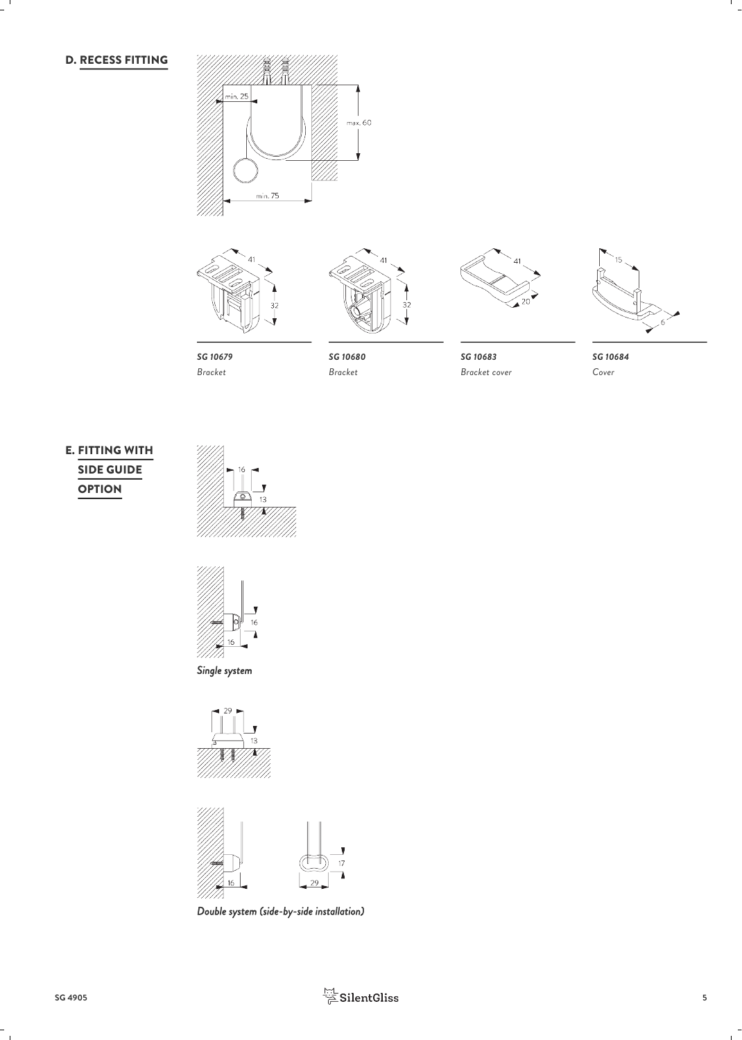## D. RECESS FITTING

min. 25

max. 60

min. 75

41

32

*SG 10679*
*Bracket*

41

32

*SG 10680*
*Bracket*

41

20

*SG 10683*
*Bracket cover*

15

6

*SG 10684*
*Cover*

## E. FITTING WITH SIDE GUIDE OPTION

16

13

16

16

***Single system***

29

13

16

17

29

***Double system (side-by-side installation)***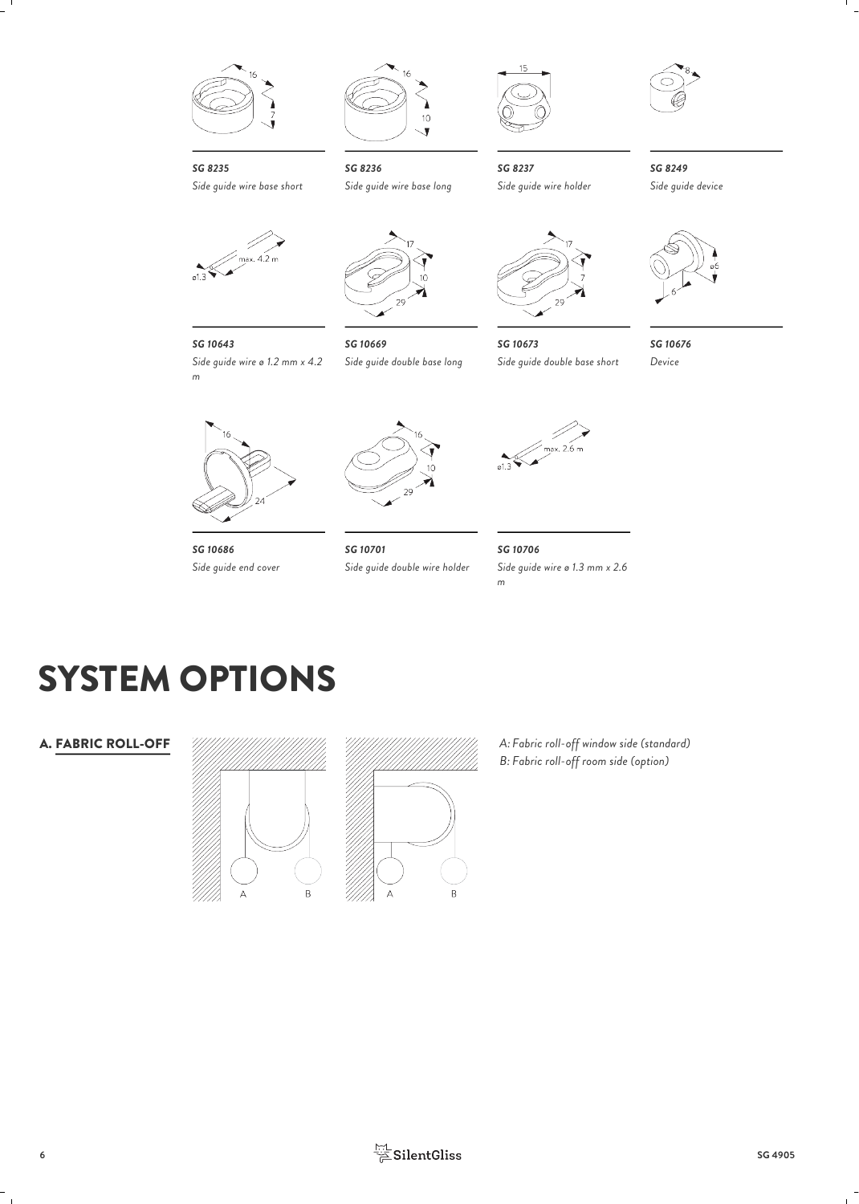*SG 8235*

*Side guide wire base short*

*SG 8236*

*Side guide wire base long*

*SG 8237*

*Side guide wire holder*

*SG 8249*

*Side guide device*

*SG 10643*

*Side guide wire ø 1.2 mm x 4.2 m*

*SG 10669*

*Side guide double base long*

*SG 10673*

*Side guide double base short*

*SG 10676*

*Device*

*SG 10686*

*Side guide end cover*

*SG 10701*

*Side guide double wire holder*

*SG 10706*

*Side guide wire ø 1.3 mm x 2.6 m*

# SYSTEM OPTIONS

## A. FABRIC ROLL-OFF

*A: Fabric roll-off window side (standard)*
*B: Fabric roll-off room side (option)*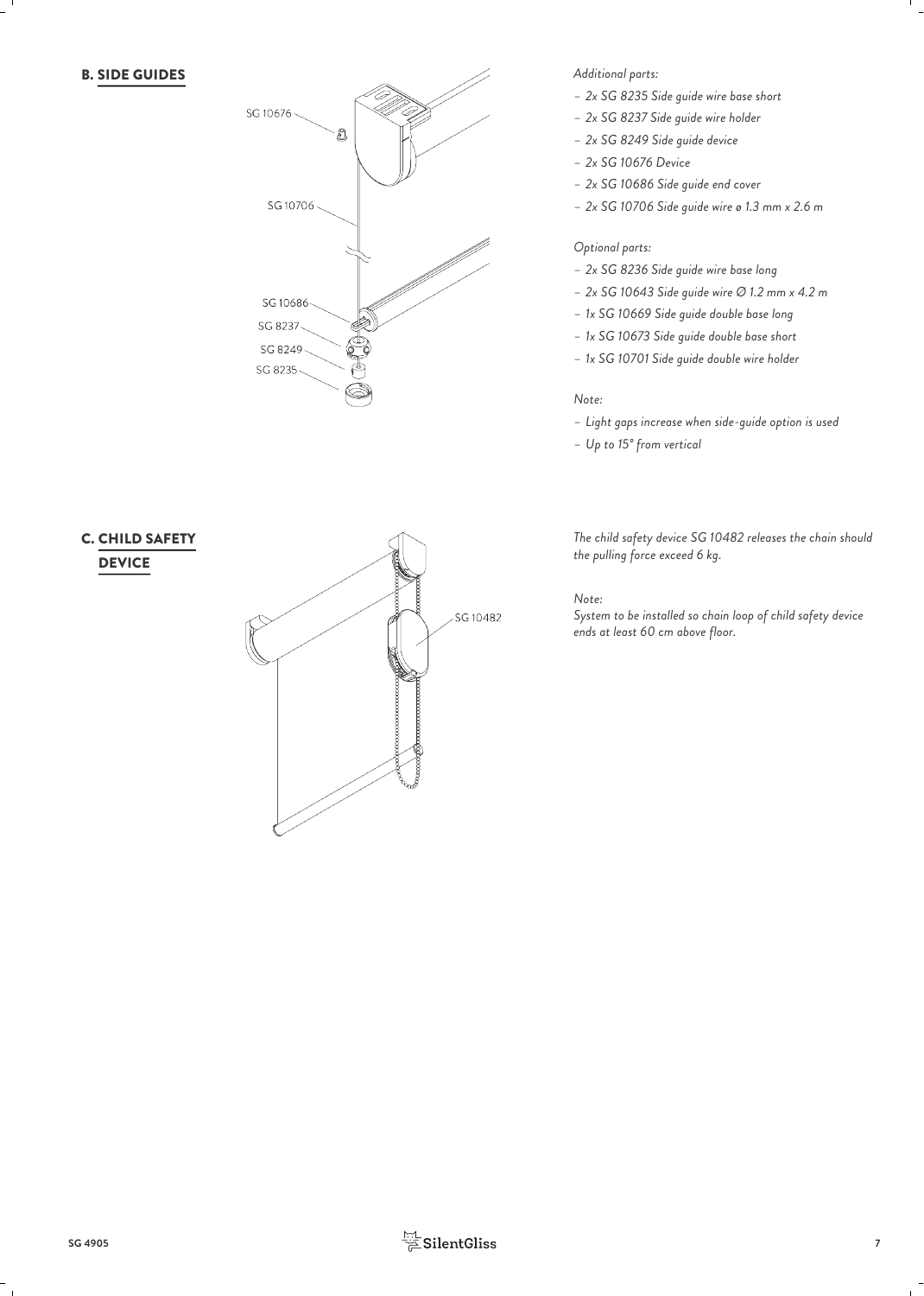## B. SIDE GUIDES

*Additional parts:*

- *2x SG 8235 Side guide wire base short*
- *2x SG 8237 Side guide wire holder*
- *2x SG 8249 Side guide device*
- *2x SG 10676 Device*
- *2x SG 10686 Side guide end cover*
- *2x SG 10706 Side guide wire ø 1.3 mm x 2.6 m*

*Optional parts:*

- *2x SG 8236 Side guide wire base long*
- *2x SG 10643 Side guide wire Ø 1.2 mm x 4.2 m*
- *1x SG 10669 Side guide double base long*
- *1x SG 10673 Side guide double base short*
- *1x SG 10701 Side guide double wire holder*

*Note:*

- *Light gaps increase when side-guide option is used*
- *Up to 15° from vertical*

## C. CHILD SAFETY DEVICE

*The child safety device SG 10482 releases the chain should the pulling force exceed 6 kg.*

*Note:*
*System to be installed so chain loop of child safety device ends at least 60 cm above floor.*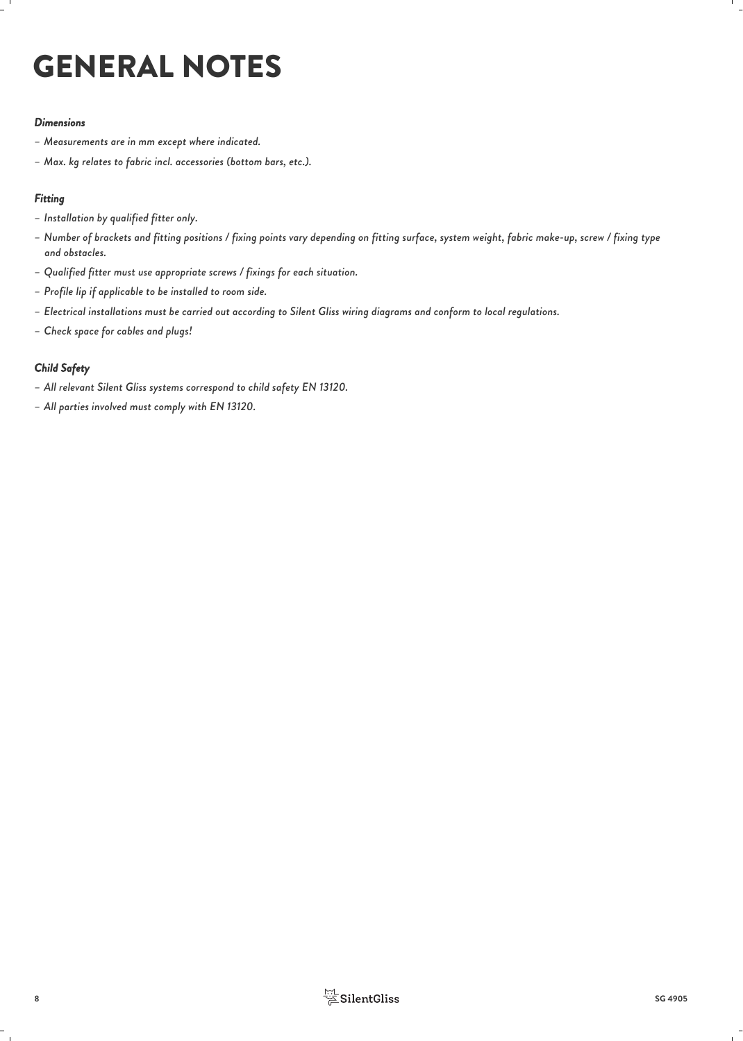# GENERAL NOTES

***Dimensions***

- *Measurements are in mm except where indicated.*
- *Max. kg relates to fabric incl. accessories (bottom bars, etc.).*

***Fitting***

- *Installation by qualified fitter only.*
- *Number of brackets and fitting positions / fixing points vary depending on fitting surface, system weight, fabric make-up, screw / fixing type and obstacles.*
- *Qualified fitter must use appropriate screws / fixings for each situation.*
- *Profile lip if applicable to be installed to room side.*
- *Electrical installations must be carried out according to Silent Gliss wiring diagrams and conform to local regulations.*
- *Check space for cables and plugs!*

***Child Safety***

- *All relevant Silent Gliss systems correspond to child safety EN 13120.*
- *All parties involved must comply with EN 13120.*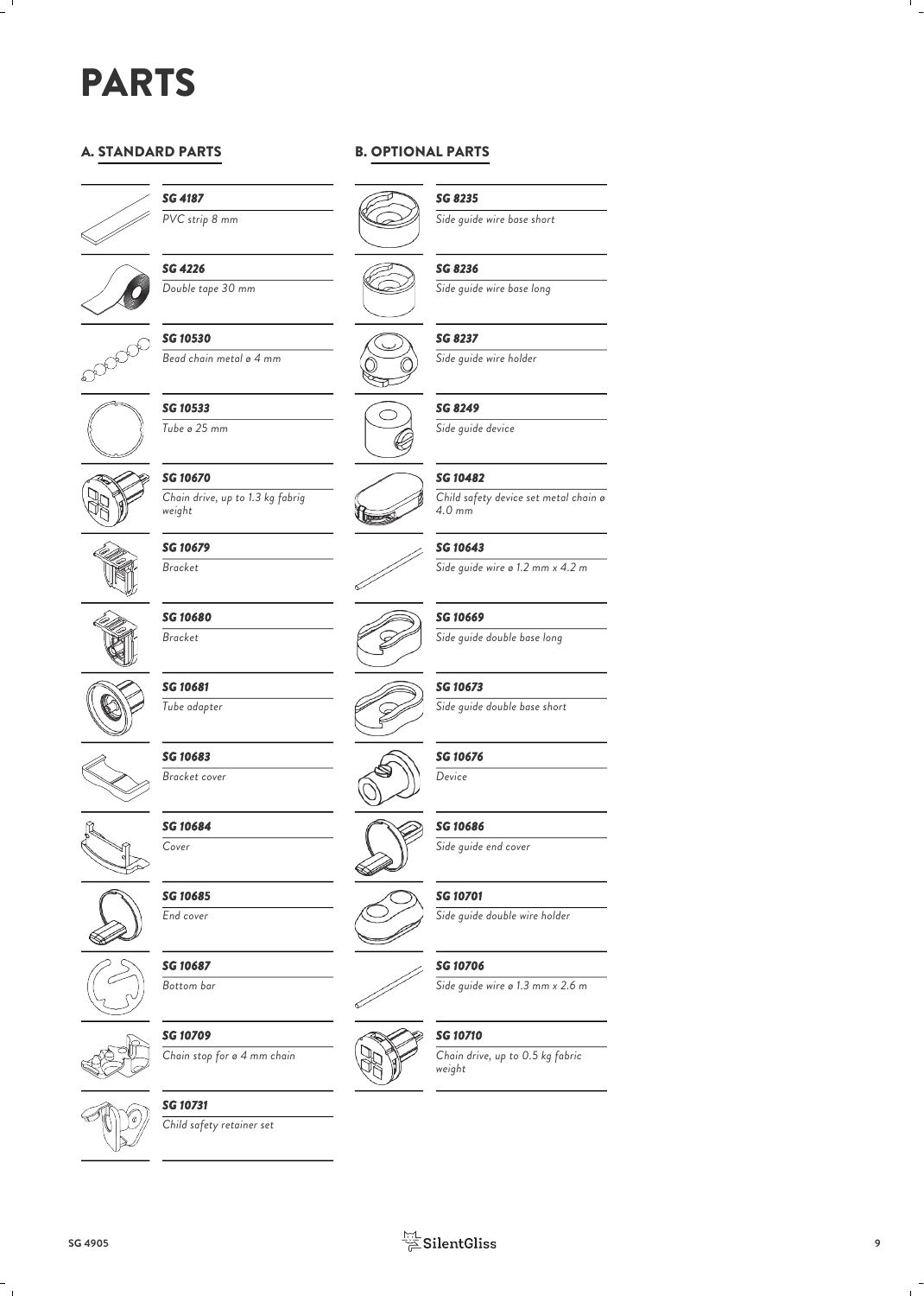# PARTS

## A. STANDARD PARTS

| Part | Description |
| --- | --- |
| *SG 4187* | *PVC strip 8 mm* |
| *SG 4226* | *Double tape 30 mm* |
| *SG 10530* | *Bead chain metal ø 4 mm* |
| *SG 10533* | *Tube ø 25 mm* |
| *SG 10670* | *Chain drive, up to 1.3 kg fabrig weight* |
| *SG 10679* | *Bracket* |
| *SG 10680* | *Bracket* |
| *SG 10681* | *Tube adapter* |
| *SG 10683* | *Bracket cover* |
| *SG 10684* | *Cover* |
| *SG 10685* | *End cover* |
| *SG 10687* | *Bottom bar* |
| *SG 10709* | *Chain stop for ø 4 mm chain* |
| *SG 10731* | *Child safety retainer set* |

## B. OPTIONAL PARTS

| Part | Description |
| --- | --- |
| *SG 8235* | *Side guide wire base short* |
| *SG 8236* | *Side guide wire base long* |
| *SG 8237* | *Side guide wire holder* |
| *SG 8249* | *Side guide device* |
| *SG 10482* | *Child safety device set metal chain ø 4.0 mm* |
| *SG 10643* | *Side guide wire ø 1.2 mm x 4.2 m* |
| *SG 10669* | *Side guide double base long* |
| *SG 10673* | *Side guide double base short* |
| *SG 10676* | *Device* |
| *SG 10686* | *Side guide end cover* |
| *SG 10701* | *Side guide double wire holder* |
| *SG 10706* | *Side guide wire ø 1.3 mm x 2.6 m* |
| *SG 10710* | *Chain drive, up to 0.5 kg fabric weight* |